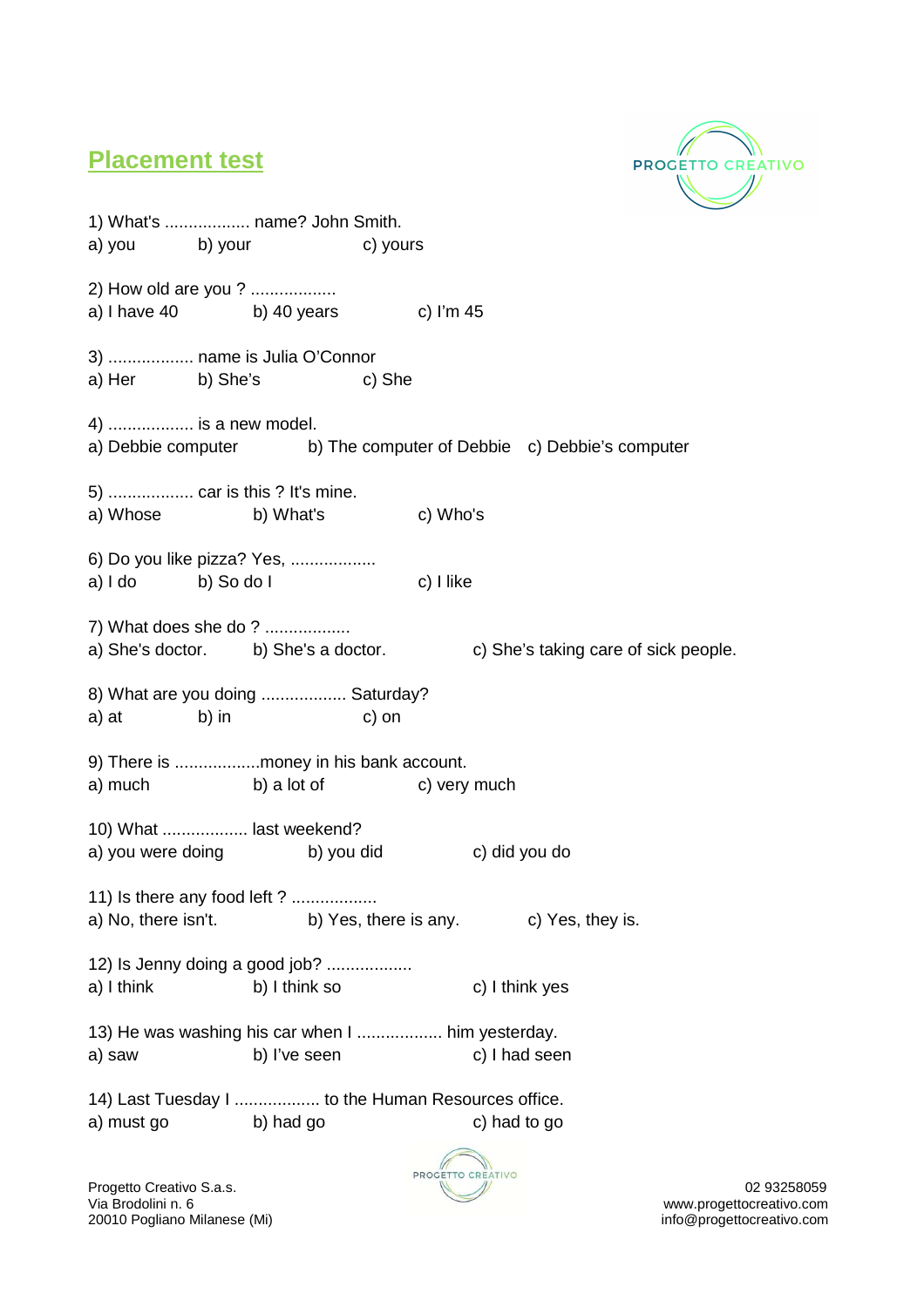# Placement test

1) What's .................. name? John Smith.
a) you b) your c) yours

2) How old are you ? ..................
a) I have 40 b) 40 years c) I'm 45

3) .................. name is Julia O'Connor
a) Her b) She's c) She

4) .................. is a new model.
a) Debbie computer b) The computer of Debbie c) Debbie's computer

5) .................. car is this ? It's mine.
a) Whose b) What's c) Who's

6) Do you like pizza? Yes, ..................
a) I do b) So do I c) I like

7) What does she do ? ..................
a) She's doctor. b) She's a doctor. c) She's taking care of sick people.

8) What are you doing .................. Saturday?
a) at b) in c) on

9) There is ..................money in his bank account.
a) much b) a lot of c) very much

10) What .................. last weekend?
a) you were doing b) you did c) did you do

11) Is there any food left ? ..................
a) No, there isn't. b) Yes, there is any. c) Yes, they is.

12) Is Jenny doing a good job? ..................
a) I think b) I think so c) I think yes

13) He was washing his car when I .................. him yesterday.
a) saw b) I've seen c) I had seen

14) Last Tuesday I .................. to the Human Resources office.
a) must go b) had go c) had to go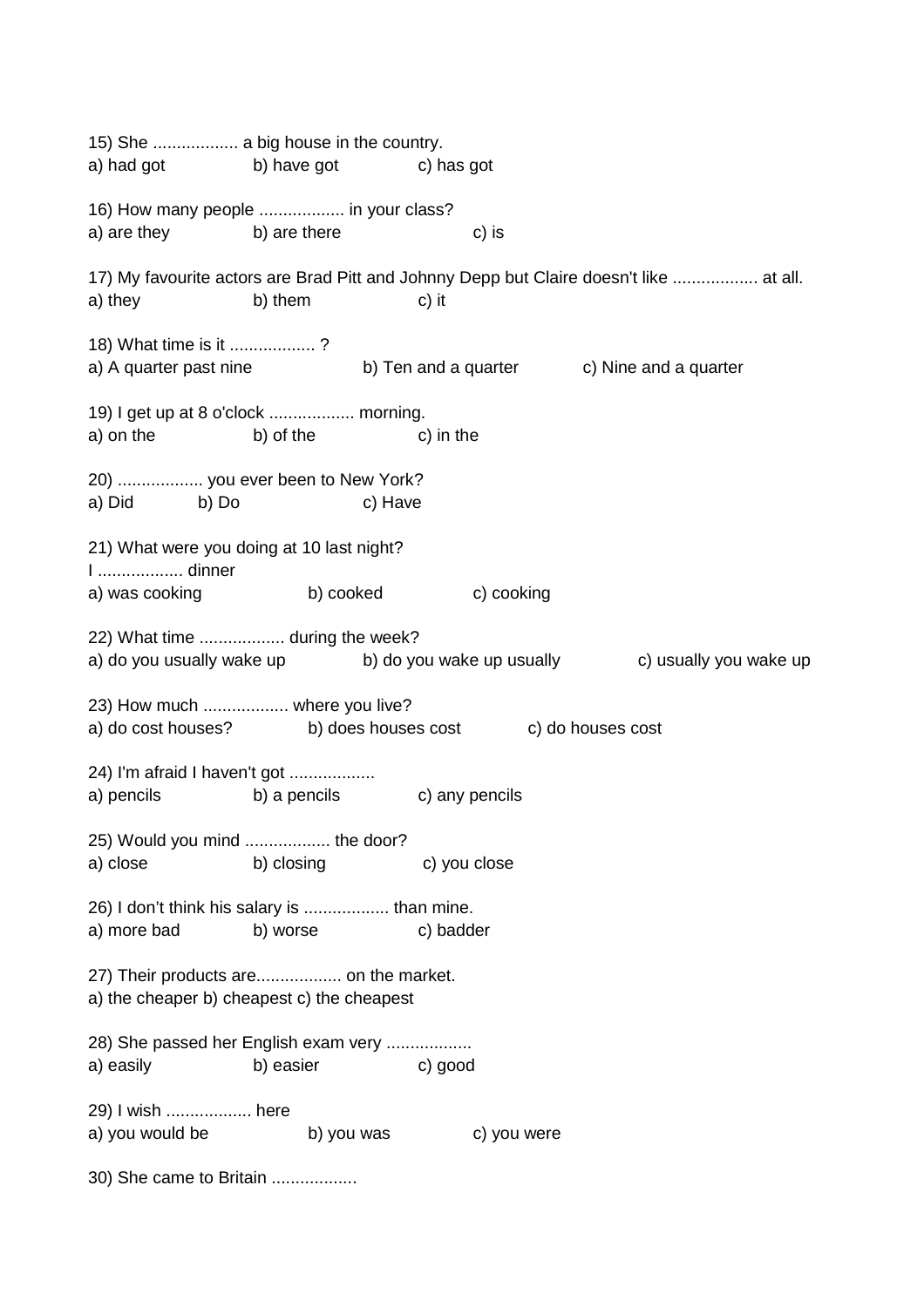15) She .................. a big house in the country.
a) had got b) have got c) has got

16) How many people .................. in your class?
a) are they b) are there c) is

17) My favourite actors are Brad Pitt and Johnny Depp but Claire doesn't like .................. at all.
a) they b) them c) it

18) What time is it .................. ?
a) A quarter past nine b) Ten and a quarter c) Nine and a quarter

19) I get up at 8 o'clock .................. morning.
a) on the b) of the c) in the

20) .................. you ever been to New York?
a) Did b) Do c) Have

21) What were you doing at 10 last night?
I .................. dinner
a) was cooking b) cooked c) cooking

22) What time .................. during the week?
a) do you usually wake up b) do you wake up usually c) usually you wake up

23) How much .................. where you live?
a) do cost houses? b) does houses cost c) do houses cost

24) I'm afraid I haven't got ..................
a) pencils b) a pencils c) any pencils

25) Would you mind .................. the door?
a) close b) closing c) you close

26) I don't think his salary is .................. than mine.
a) more bad b) worse c) badder

27) Their products are.................. on the market.
a) the cheaper b) cheapest c) the cheapest

28) She passed her English exam very ..................
a) easily b) easier c) good

29) I wish .................. here
a) you would be b) you was c) you were

30) She came to Britain ..................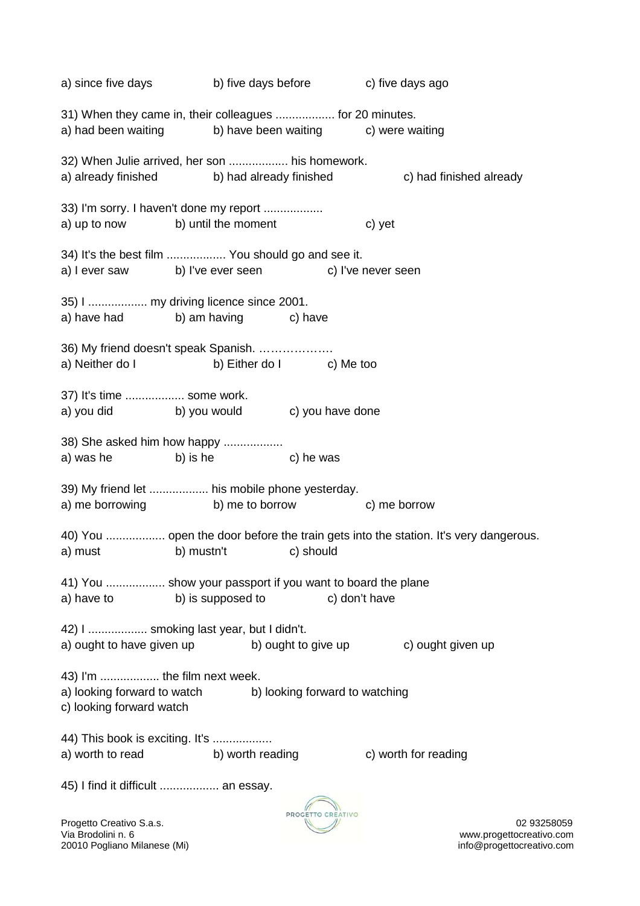a) since five days b) five days before c) five days ago

31) When they came in, their colleagues .................. for 20 minutes.
a) had been waiting b) have been waiting c) were waiting

32) When Julie arrived, her son .................. his homework.
a) already finished b) had already finished c) had finished already

33) I'm sorry. I haven't done my report ..................
a) up to now b) until the moment c) yet

34) It's the best film .................. You should go and see it.
a) I ever saw b) I've ever seen c) I've never seen

35) I .................. my driving licence since 2001.
a) have had b) am having c) have

36) My friend doesn't speak Spanish. ……………….
a) Neither do I b) Either do I c) Me too

37) It's time .................. some work.
a) you did b) you would c) you have done

38) She asked him how happy ..................
a) was he b) is he c) he was

39) My friend let .................. his mobile phone yesterday.
a) me borrowing b) me to borrow c) me borrow

40) You .................. open the door before the train gets into the station. It's very dangerous.
a) must b) mustn't c) should

41) You .................. show your passport if you want to board the plane
a) have to b) is supposed to c) don't have

42) I .................. smoking last year, but I didn't.
a) ought to have given up b) ought to give up c) ought given up

43) I'm .................. the film next week.
a) looking forward to watch b) looking forward to watching
c) looking forward watch

44) This book is exciting. It's ..................
a) worth to read b) worth reading c) worth for reading

45) I find it difficult .................. an essay.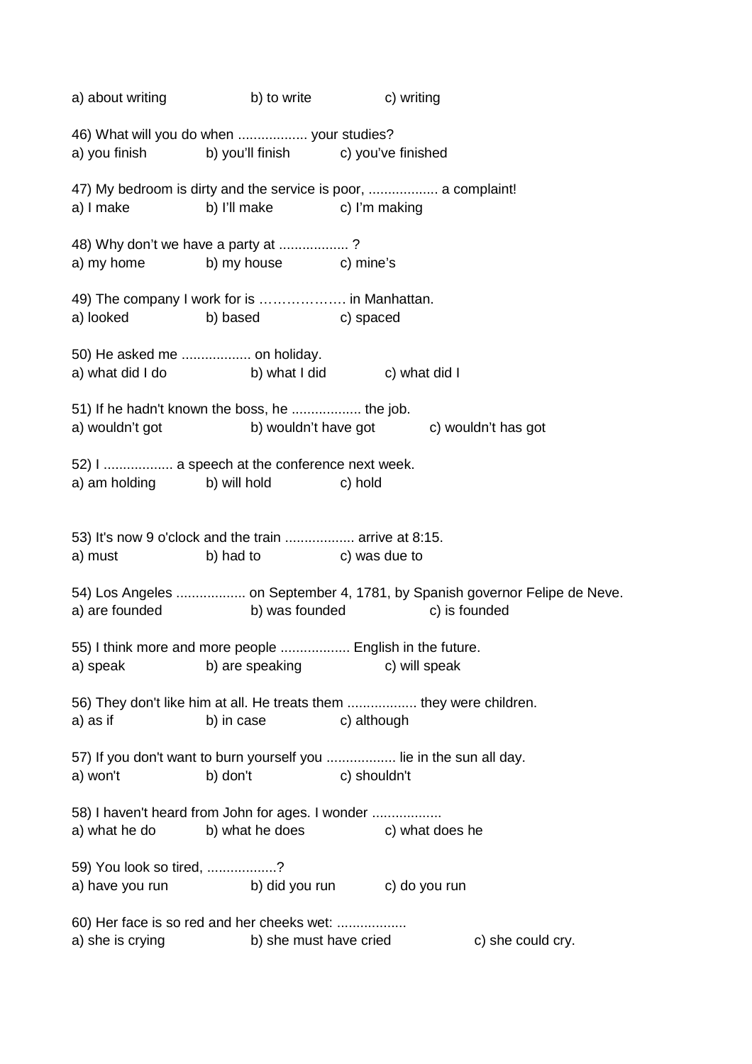a) about writing b) to write c) writing

46) What will you do when .................. your studies?
a) you finish b) you'll finish c) you've finished

47) My bedroom is dirty and the service is poor, .................. a complaint!
a) I make b) I'll make c) I'm making

48) Why don't we have a party at .................. ?
a) my home b) my house c) mine's

49) The company I work for is ………………. in Manhattan.
a) looked b) based c) spaced

50) He asked me .................. on holiday.
a) what did I do b) what I did c) what did I

51) If he hadn't known the boss, he .................. the job.
a) wouldn't got b) wouldn't have got c) wouldn't has got

52) I .................. a speech at the conference next week.
a) am holding b) will hold c) hold

53) It's now 9 o'clock and the train .................. arrive at 8:15.
a) must b) had to c) was due to

54) Los Angeles .................. on September 4, 1781, by Spanish governor Felipe de Neve.
a) are founded b) was founded c) is founded

55) I think more and more people .................. English in the future.
a) speak b) are speaking c) will speak

56) They don't like him at all. He treats them .................. they were children.
a) as if b) in case c) although

57) If you don't want to burn yourself you .................. lie in the sun all day.
a) won't b) don't c) shouldn't

58) I haven't heard from John for ages. I wonder ..................
a) what he do b) what he does c) what does he

59) You look so tired, ..................?
a) have you run b) did you run c) do you run

60) Her face is so red and her cheeks wet: ..................
a) she is crying b) she must have cried c) she could cry.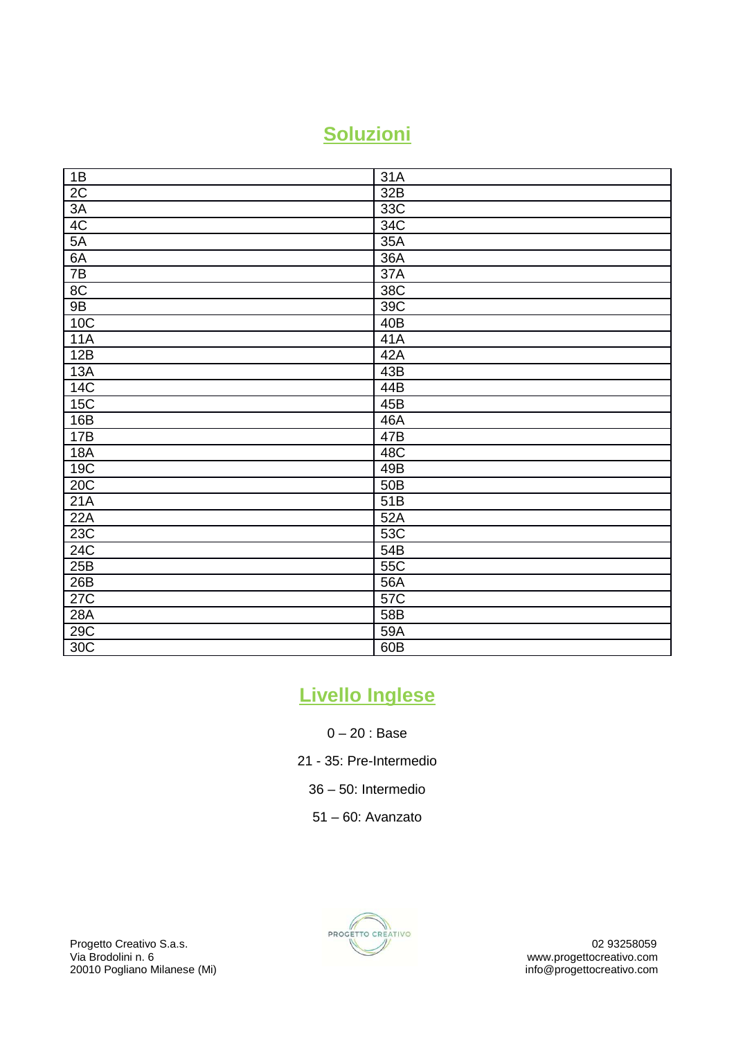## Soluzioni

| | |
|---|---|
| 1B | 31A |
| 2C | 32B |
| 3A | 33C |
| 4C | 34C |
| 5A | 35A |
| 6A | 36A |
| 7B | 37A |
| 8C | 38C |
| 9B | 39C |
| 10C | 40B |
| 11A | 41A |
| 12B | 42A |
| 13A | 43B |
| 14C | 44B |
| 15C | 45B |
| 16B | 46A |
| 17B | 47B |
| 18A | 48C |
| 19C | 49B |
| 20C | 50B |
| 21A | 51B |
| 22A | 52A |
| 23C | 53C |
| 24C | 54B |
| 25B | 55C |
| 26B | 56A |
| 27C | 57C |
| 28A | 58B |
| 29C | 59A |
| 30C | 60B |

## Livello Inglese

0 – 20 : Base

21 - 35: Pre-Intermedio

36 – 50: Intermedio

51 – 60: Avanzato

Progetto Creativo S.a.s.
Via Brodolini n. 6
20010 Pogliano Milanese (Mi)

02 93258059
www.progettocreativo.com
info@progettocreativo.com